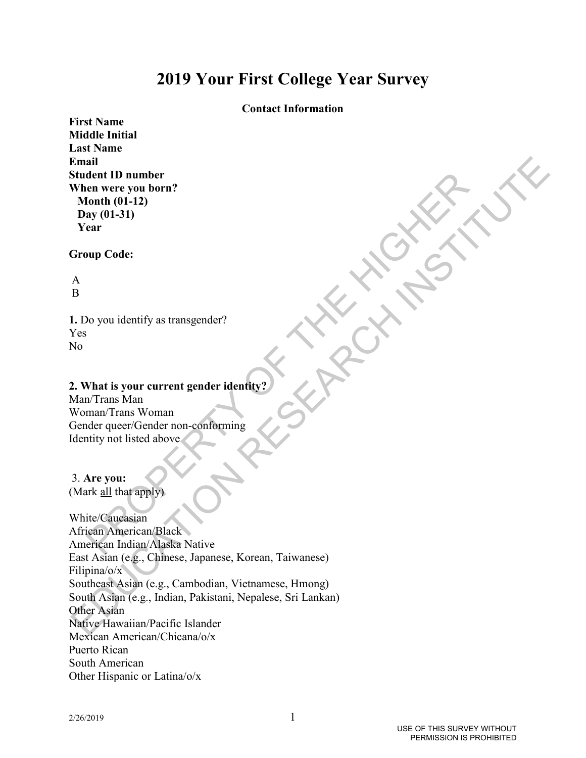# 2019 Your First College Year Survey

**Contact Information**

**First Name**
**Middle Initial**
**Last Name**
**Email**
**Student ID number**
**When were you born?**
  **Month (01-12)**
  **Day (01-31)**
  **Year**

**Group Code:**

A
B

**1.** Do you identify as transgender?
Yes
No

**2. What is your current gender identity?**
Man/Trans Man
Woman/Trans Woman
Gender queer/Gender non-conforming
Identity not listed above

3. **Are you:**
(Mark all that apply)

White/Caucasian
African American/Black
American Indian/Alaska Native
East Asian (e.g., Chinese, Japanese, Korean, Taiwanese)
Filipina/o/x
Southeast Asian (e.g., Cambodian, Vietnamese, Hmong)
South Asian (e.g., Indian, Pakistani, Nepalese, Sri Lankan)
Other Asian
Native Hawaiian/Pacific Islander
Mexican American/Chicana/o/x
Puerto Rican
South American
Other Hispanic or Latina/o/x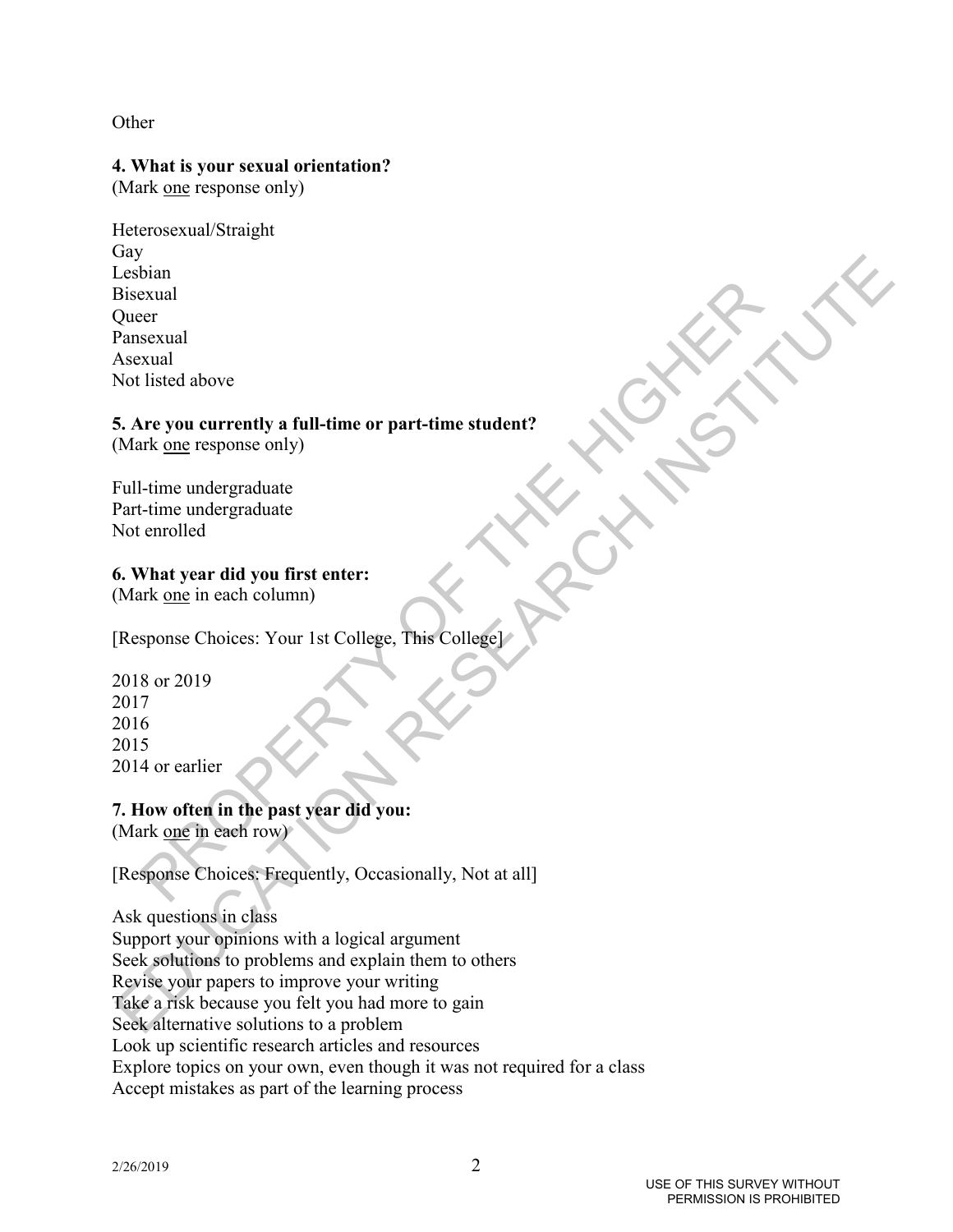Other

**4. What is your sexual orientation?**
(Mark <u>one</u> response only)

Heterosexual/Straight
Gay
Lesbian
Bisexual
Queer
Pansexual
Asexual
Not listed above

**5. Are you currently a full-time or part-time student?**
(Mark <u>one</u> response only)

Full-time undergraduate
Part-time undergraduate
Not enrolled

**6. What year did you first enter:**
(Mark <u>one</u> in each column)

[Response Choices: Your 1st College, This College]

2018 or 2019
2017
2016
2015
2014 or earlier

**7. How often in the past year did you:**
(Mark <u>one</u> in each row)

[Response Choices: Frequently, Occasionally, Not at all]

Ask questions in class
Support your opinions with a logical argument
Seek solutions to problems and explain them to others
Revise your papers to improve your writing
Take a risk because you felt you had more to gain
Seek alternative solutions to a problem
Look up scientific research articles and resources
Explore topics on your own, even though it was not required for a class
Accept mistakes as part of the learning process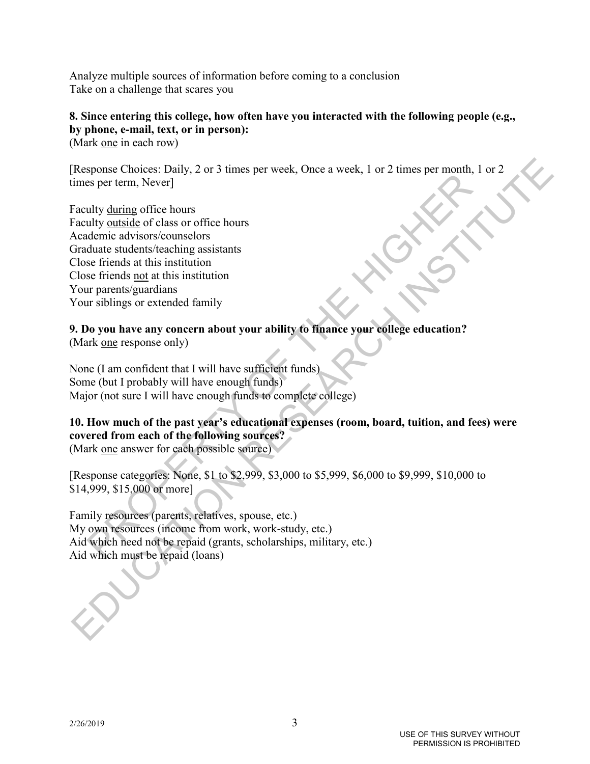Analyze multiple sources of information before coming to a conclusion
Take on a challenge that scares you

**8. Since entering this college, how often have you interacted with the following people (e.g., by phone, e-mail, text, or in person):**
(Mark one in each row)

[Response Choices: Daily, 2 or 3 times per week, Once a week, 1 or 2 times per month, 1 or 2 times per term, Never]

Faculty during office hours
Faculty outside of class or office hours
Academic advisors/counselors
Graduate students/teaching assistants
Close friends at this institution
Close friends not at this institution
Your parents/guardians
Your siblings or extended family

**9. Do you have any concern about your ability to finance your college education?**
(Mark one response only)

None (I am confident that I will have sufficient funds)
Some (but I probably will have enough funds)
Major (not sure I will have enough funds to complete college)

**10. How much of the past year's educational expenses (room, board, tuition, and fees) were covered from each of the following sources?**
(Mark one answer for each possible source)

[Response categories: None, $1 to $2,999, $3,000 to $5,999, $6,000 to $9,999, $10,000 to $14,999, $15,000 or more]

Family resources (parents, relatives, spouse, etc.)
My own resources (income from work, work-study, etc.)
Aid which need not be repaid (grants, scholarships, military, etc.)
Aid which must be repaid (loans)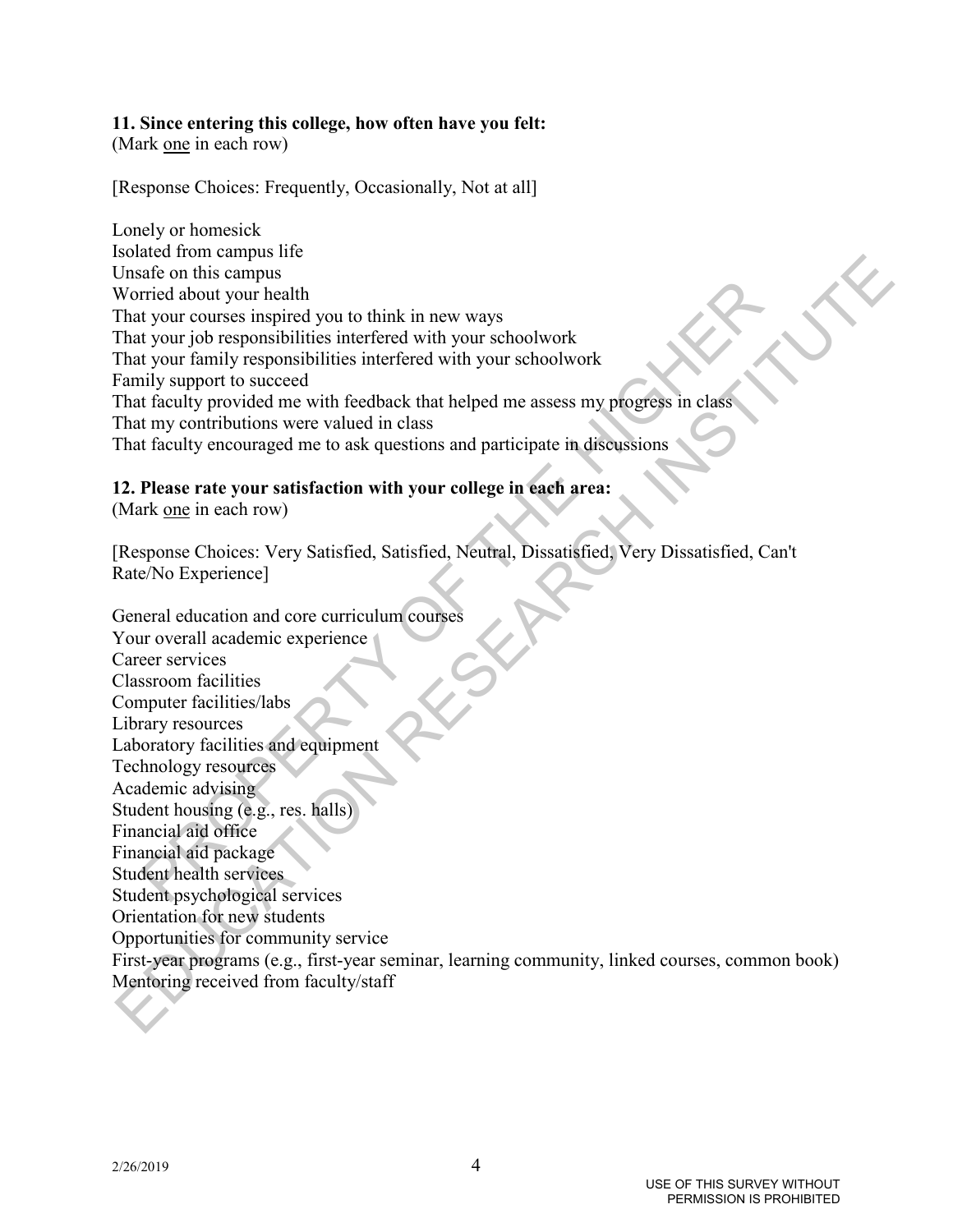**11. Since entering this college, how often have you felt:**
(Mark one in each row)

[Response Choices: Frequently, Occasionally, Not at all]

Lonely or homesick
Isolated from campus life
Unsafe on this campus
Worried about your health
That your courses inspired you to think in new ways
That your job responsibilities interfered with your schoolwork
That your family responsibilities interfered with your schoolwork
Family support to succeed
That faculty provided me with feedback that helped me assess my progress in class
That my contributions were valued in class
That faculty encouraged me to ask questions and participate in discussions

**12. Please rate your satisfaction with your college in each area:**
(Mark one in each row)

[Response Choices: Very Satisfied, Satisfied, Neutral, Dissatisfied, Very Dissatisfied, Can't Rate/No Experience]

General education and core curriculum courses
Your overall academic experience
Career services
Classroom facilities
Computer facilities/labs
Library resources
Laboratory facilities and equipment
Technology resources
Academic advising
Student housing (e.g., res. halls)
Financial aid office
Financial aid package
Student health services
Student psychological services
Orientation for new students
Opportunities for community service
First-year programs (e.g., first-year seminar, learning community, linked courses, common book)
Mentoring received from faculty/staff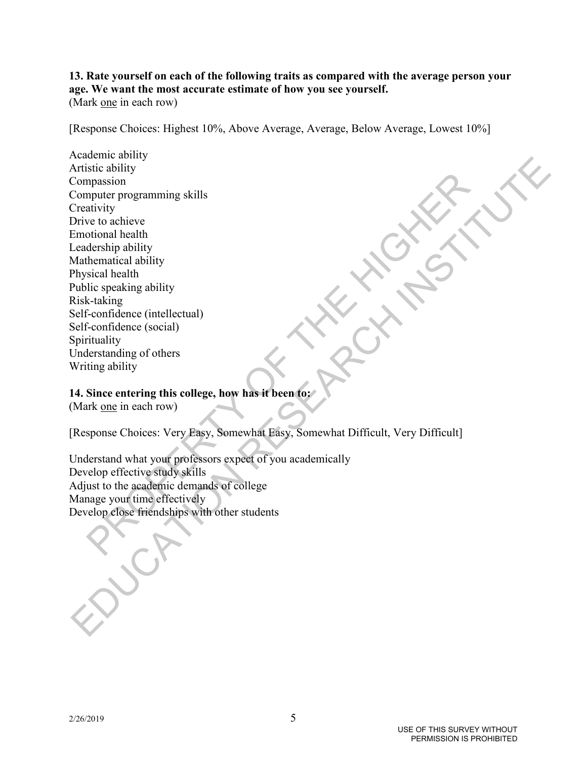**13. Rate yourself on each of the following traits as compared with the average person your age. We want the most accurate estimate of how you see yourself.**
(Mark one in each row)

[Response Choices: Highest 10%, Above Average, Average, Below Average, Lowest 10%]

Academic ability
Artistic ability
Compassion
Computer programming skills
Creativity
Drive to achieve
Emotional health
Leadership ability
Mathematical ability
Physical health
Public speaking ability
Risk-taking
Self-confidence (intellectual)
Self-confidence (social)
Spirituality
Understanding of others
Writing ability

**14. Since entering this college, how has it been to:**
(Mark one in each row)

[Response Choices: Very Easy, Somewhat Easy, Somewhat Difficult, Very Difficult]

Understand what your professors expect of you academically
Develop effective study skills
Adjust to the academic demands of college
Manage your time effectively
Develop close friendships with other students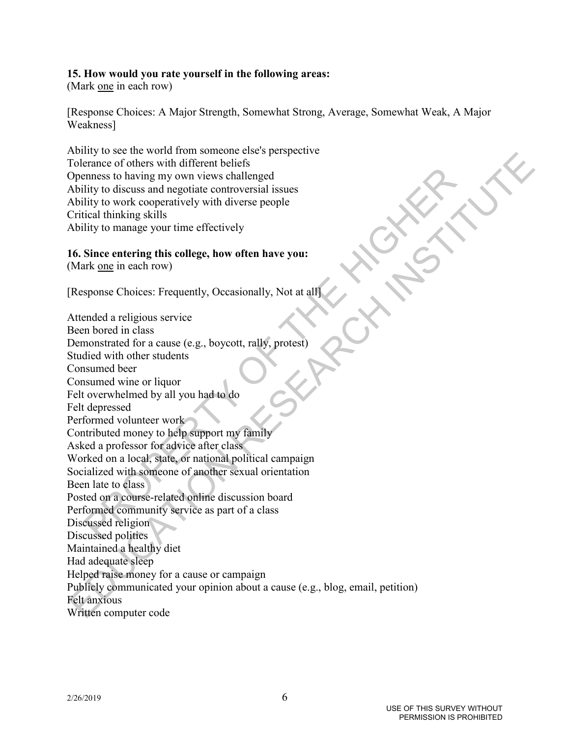**15. How would you rate yourself in the following areas:**
(Mark one in each row)

[Response Choices: A Major Strength, Somewhat Strong, Average, Somewhat Weak, A Major Weakness]

Ability to see the world from someone else's perspective
Tolerance of others with different beliefs
Openness to having my own views challenged
Ability to discuss and negotiate controversial issues
Ability to work cooperatively with diverse people
Critical thinking skills
Ability to manage your time effectively

**16. Since entering this college, how often have you:**
(Mark one in each row)

[Response Choices: Frequently, Occasionally, Not at all]

Attended a religious service
Been bored in class
Demonstrated for a cause (e.g., boycott, rally, protest)
Studied with other students
Consumed beer
Consumed wine or liquor
Felt overwhelmed by all you had to do
Felt depressed
Performed volunteer work
Contributed money to help support my family
Asked a professor for advice after class
Worked on a local, state, or national political campaign
Socialized with someone of another sexual orientation
Been late to class
Posted on a course-related online discussion board
Performed community service as part of a class
Discussed religion
Discussed politics
Maintained a healthy diet
Had adequate sleep
Helped raise money for a cause or campaign
Publicly communicated your opinion about a cause (e.g., blog, email, petition)
Felt anxious
Written computer code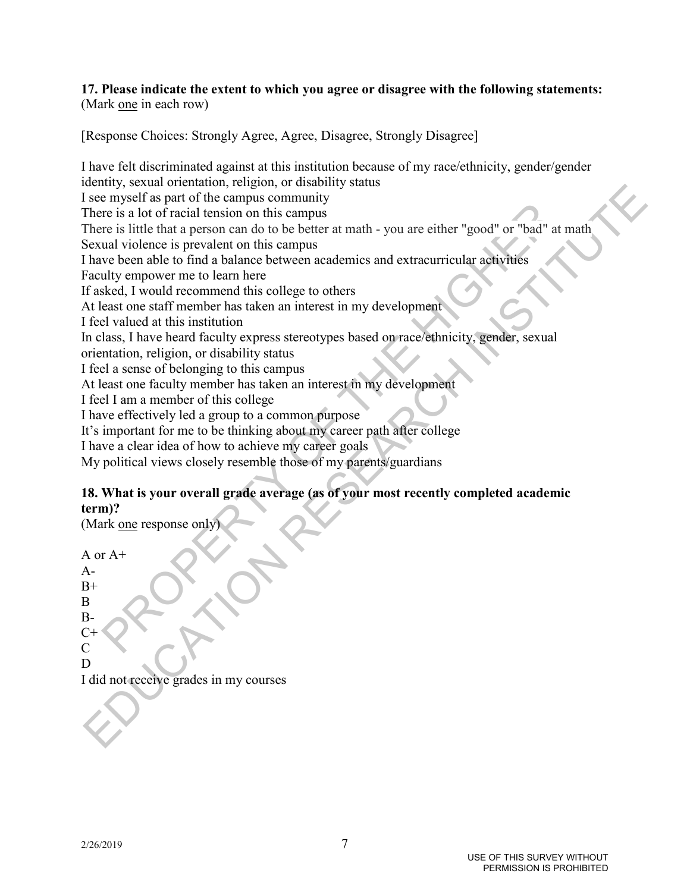**17. Please indicate the extent to which you agree or disagree with the following statements:**
(Mark one in each row)

[Response Choices: Strongly Agree, Agree, Disagree, Strongly Disagree]

I have felt discriminated against at this institution because of my race/ethnicity, gender/gender identity, sexual orientation, religion, or disability status
I see myself as part of the campus community
There is a lot of racial tension on this campus
There is little that a person can do to be better at math - you are either "good" or "bad" at math
Sexual violence is prevalent on this campus
I have been able to find a balance between academics and extracurricular activities
Faculty empower me to learn here
If asked, I would recommend this college to others
At least one staff member has taken an interest in my development
I feel valued at this institution
In class, I have heard faculty express stereotypes based on race/ethnicity, gender, sexual orientation, religion, or disability status
I feel a sense of belonging to this campus
At least one faculty member has taken an interest in my development
I feel I am a member of this college
I have effectively led a group to a common purpose
It's important for me to be thinking about my career path after college
I have a clear idea of how to achieve my career goals
My political views closely resemble those of my parents/guardians

**18. What is your overall grade average (as of your most recently completed academic term)?**
(Mark one response only)

A or A+
A-
B+
B
B-
C+
C
D
I did not receive grades in my courses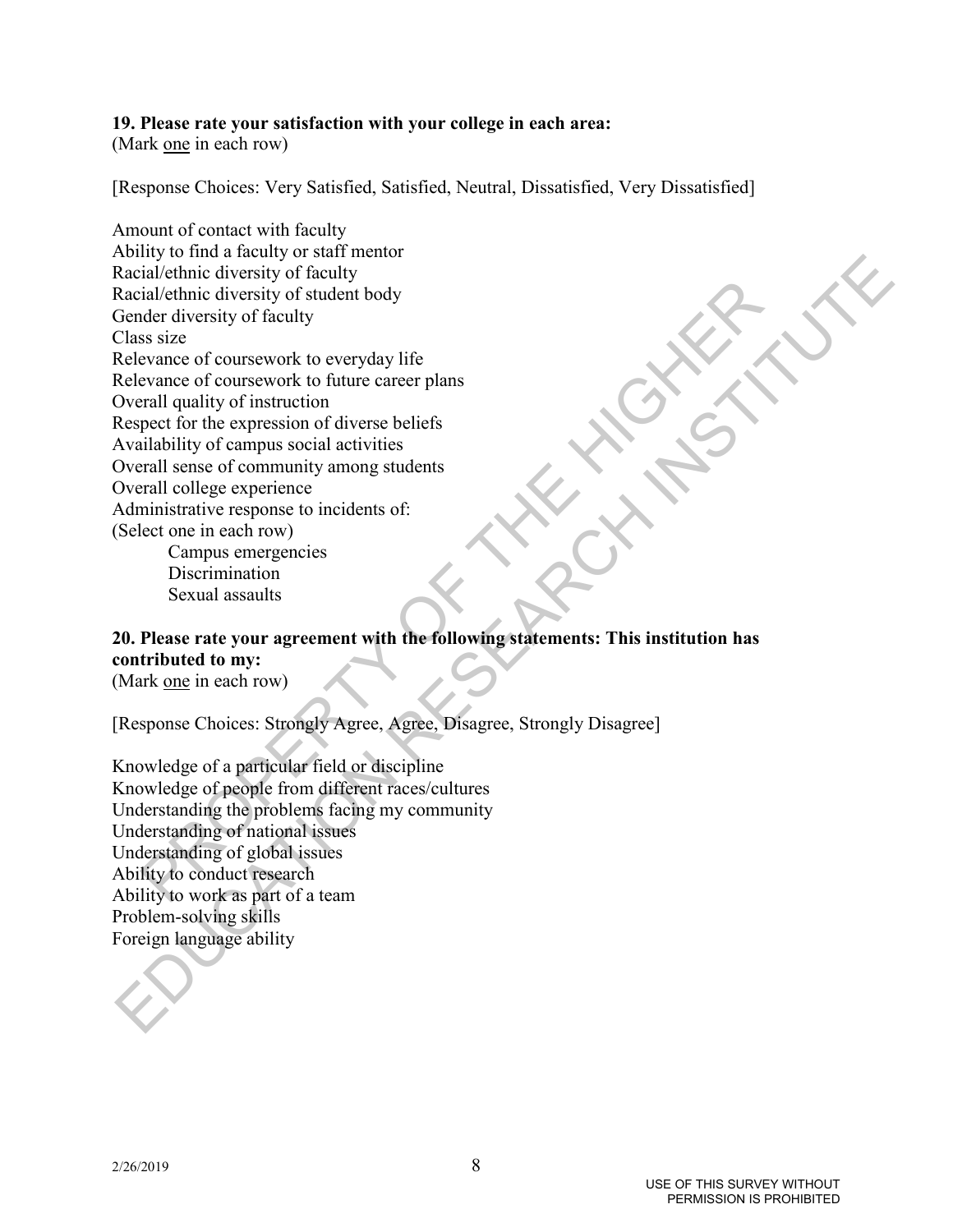**19. Please rate your satisfaction with your college in each area:**
(Mark one in each row)

[Response Choices: Very Satisfied, Satisfied, Neutral, Dissatisfied, Very Dissatisfied]

Amount of contact with faculty
Ability to find a faculty or staff mentor
Racial/ethnic diversity of faculty
Racial/ethnic diversity of student body
Gender diversity of faculty
Class size
Relevance of coursework to everyday life
Relevance of coursework to future career plans
Overall quality of instruction
Respect for the expression of diverse beliefs
Availability of campus social activities
Overall sense of community among students
Overall college experience
Administrative response to incidents of:
(Select one in each row)
 Campus emergencies
 Discrimination
 Sexual assaults

**20. Please rate your agreement with the following statements: This institution has contributed to my:**
(Mark one in each row)

[Response Choices: Strongly Agree, Agree, Disagree, Strongly Disagree]

Knowledge of a particular field or discipline
Knowledge of people from different races/cultures
Understanding the problems facing my community
Understanding of national issues
Understanding of global issues
Ability to conduct research
Ability to work as part of a team
Problem-solving skills
Foreign language ability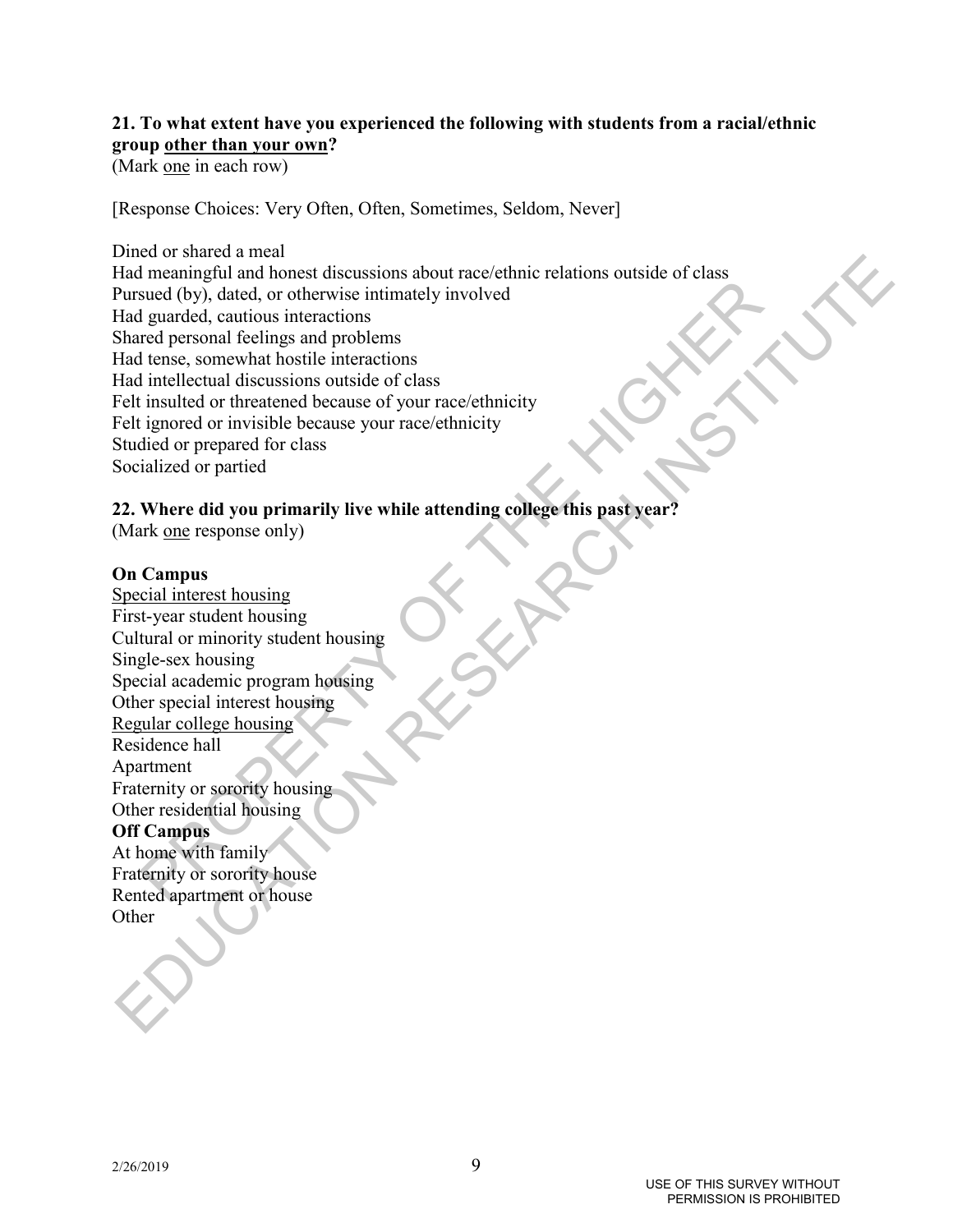**21. To what extent have you experienced the following with students from a racial/ethnic group <u>other than your own</u>?**
(Mark <u>one</u> in each row)

[Response Choices: Very Often, Often, Sometimes, Seldom, Never]

Dined or shared a meal
Had meaningful and honest discussions about race/ethnic relations outside of class
Pursued (by), dated, or otherwise intimately involved
Had guarded, cautious interactions
Shared personal feelings and problems
Had tense, somewhat hostile interactions
Had intellectual discussions outside of class
Felt insulted or threatened because of your race/ethnicity
Felt ignored or invisible because your race/ethnicity
Studied or prepared for class
Socialized or partied

**22. Where did you primarily live while attending college this past year?**
(Mark <u>one</u> response only)

**On Campus**
<u>Special interest housing</u>
First-year student housing
Cultural or minority student housing
Single-sex housing
Special academic program housing
Other special interest housing
<u>Regular college housing</u>
Residence hall
Apartment
Fraternity or sorority housing
Other residential housing
**Off Campus**
At home with family
Fraternity or sorority house
Rented apartment or house
Other

2/26/2019

USE OF THIS SURVEY WITHOUT PERMISSION IS PROHIBITED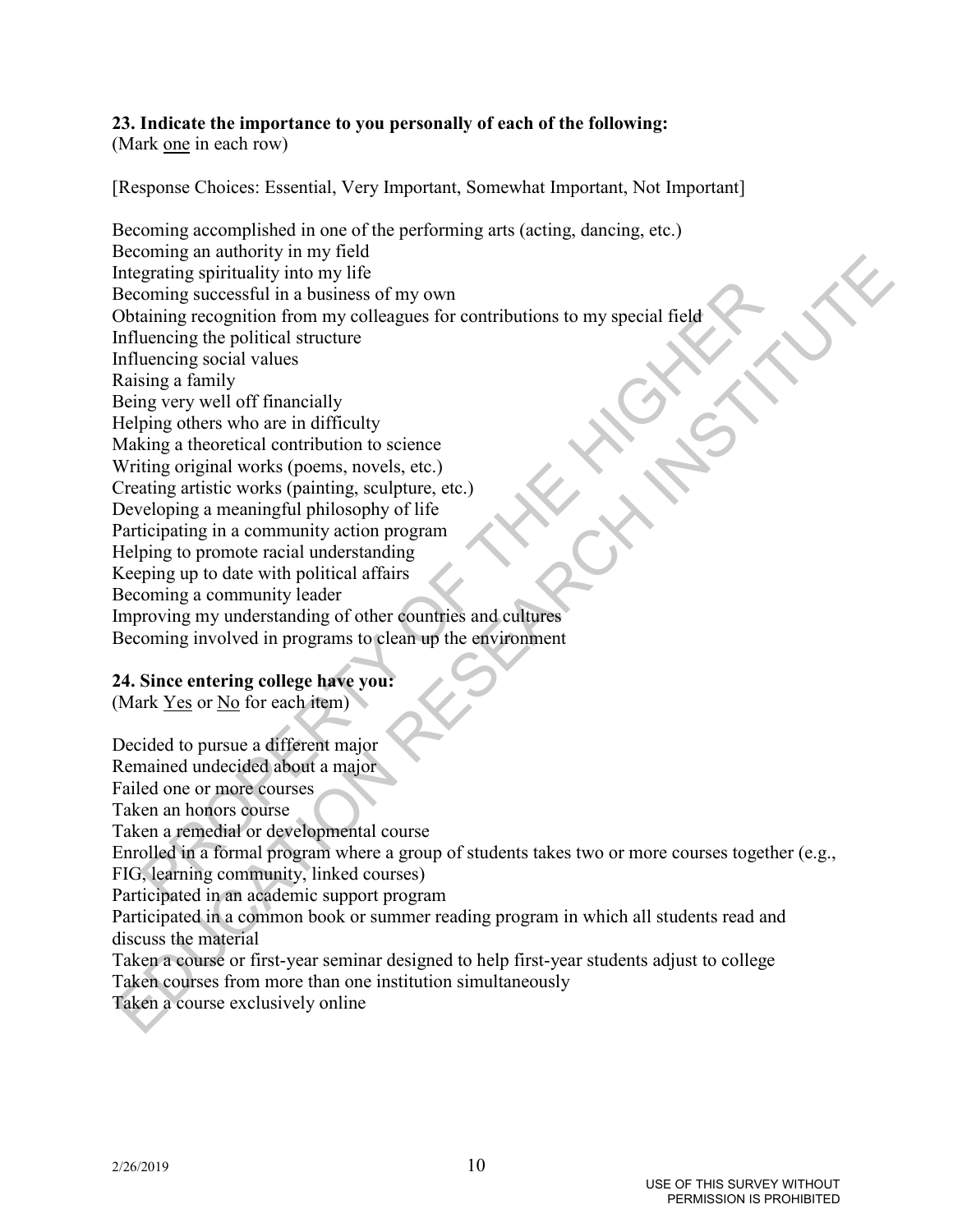**23. Indicate the importance to you personally of each of the following:**
(Mark one in each row)

[Response Choices: Essential, Very Important, Somewhat Important, Not Important]

Becoming accomplished in one of the performing arts (acting, dancing, etc.)
Becoming an authority in my field
Integrating spirituality into my life
Becoming successful in a business of my own
Obtaining recognition from my colleagues for contributions to my special field
Influencing the political structure
Influencing social values
Raising a family
Being very well off financially
Helping others who are in difficulty
Making a theoretical contribution to science
Writing original works (poems, novels, etc.)
Creating artistic works (painting, sculpture, etc.)
Developing a meaningful philosophy of life
Participating in a community action program
Helping to promote racial understanding
Keeping up to date with political affairs
Becoming a community leader
Improving my understanding of other countries and cultures
Becoming involved in programs to clean up the environment

**24. Since entering college have you:**
(Mark Yes or No for each item)

Decided to pursue a different major
Remained undecided about a major
Failed one or more courses
Taken an honors course
Taken a remedial or developmental course
Enrolled in a formal program where a group of students takes two or more courses together (e.g., FIG, learning community, linked courses)
Participated in an academic support program
Participated in a common book or summer reading program in which all students read and discuss the material
Taken a course or first-year seminar designed to help first-year students adjust to college
Taken courses from more than one institution simultaneously
Taken a course exclusively online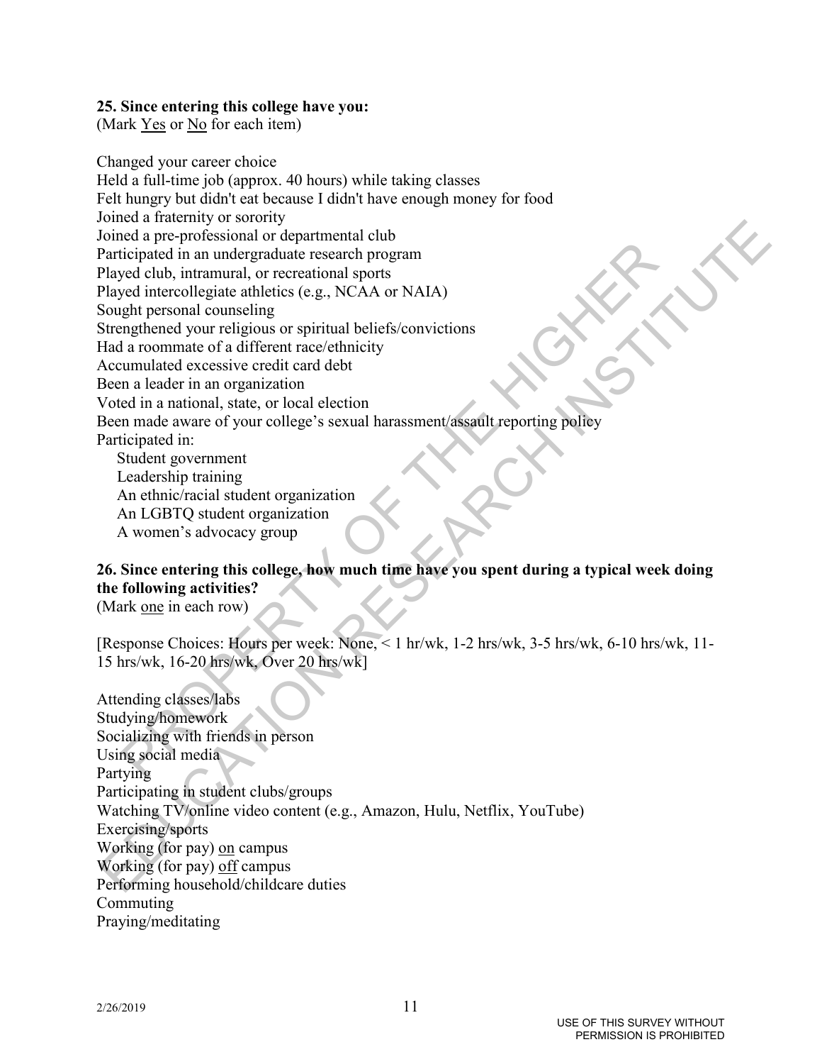**25. Since entering this college have you:**
(Mark Yes or No for each item)

Changed your career choice
Held a full-time job (approx. 40 hours) while taking classes
Felt hungry but didn't eat because I didn't have enough money for food
Joined a fraternity or sorority
Joined a pre-professional or departmental club
Participated in an undergraduate research program
Played club, intramural, or recreational sports
Played intercollegiate athletics (e.g., NCAA or NAIA)
Sought personal counseling
Strengthened your religious or spiritual beliefs/convictions
Had a roommate of a different race/ethnicity
Accumulated excessive credit card debt
Been a leader in an organization
Voted in a national, state, or local election
Been made aware of your college's sexual harassment/assault reporting policy
Participated in:
- Student government
- Leadership training
- An ethnic/racial student organization
- An LGBTQ student organization
- A women's advocacy group

**26. Since entering this college, how much time have you spent during a typical week doing the following activities?**
(Mark one in each row)

[Response Choices: Hours per week: None, < 1 hr/wk, 1-2 hrs/wk, 3-5 hrs/wk, 6-10 hrs/wk, 11-15 hrs/wk, 16-20 hrs/wk, Over 20 hrs/wk]

Attending classes/labs
Studying/homework
Socializing with friends in person
Using social media
Partying
Participating in student clubs/groups
Watching TV/online video content (e.g., Amazon, Hulu, Netflix, YouTube)
Exercising/sports
Working (for pay) on campus
Working (for pay) off campus
Performing household/childcare duties
Commuting
Praying/meditating

2/26/2019

USE OF THIS SURVEY WITHOUT PERMISSION IS PROHIBITED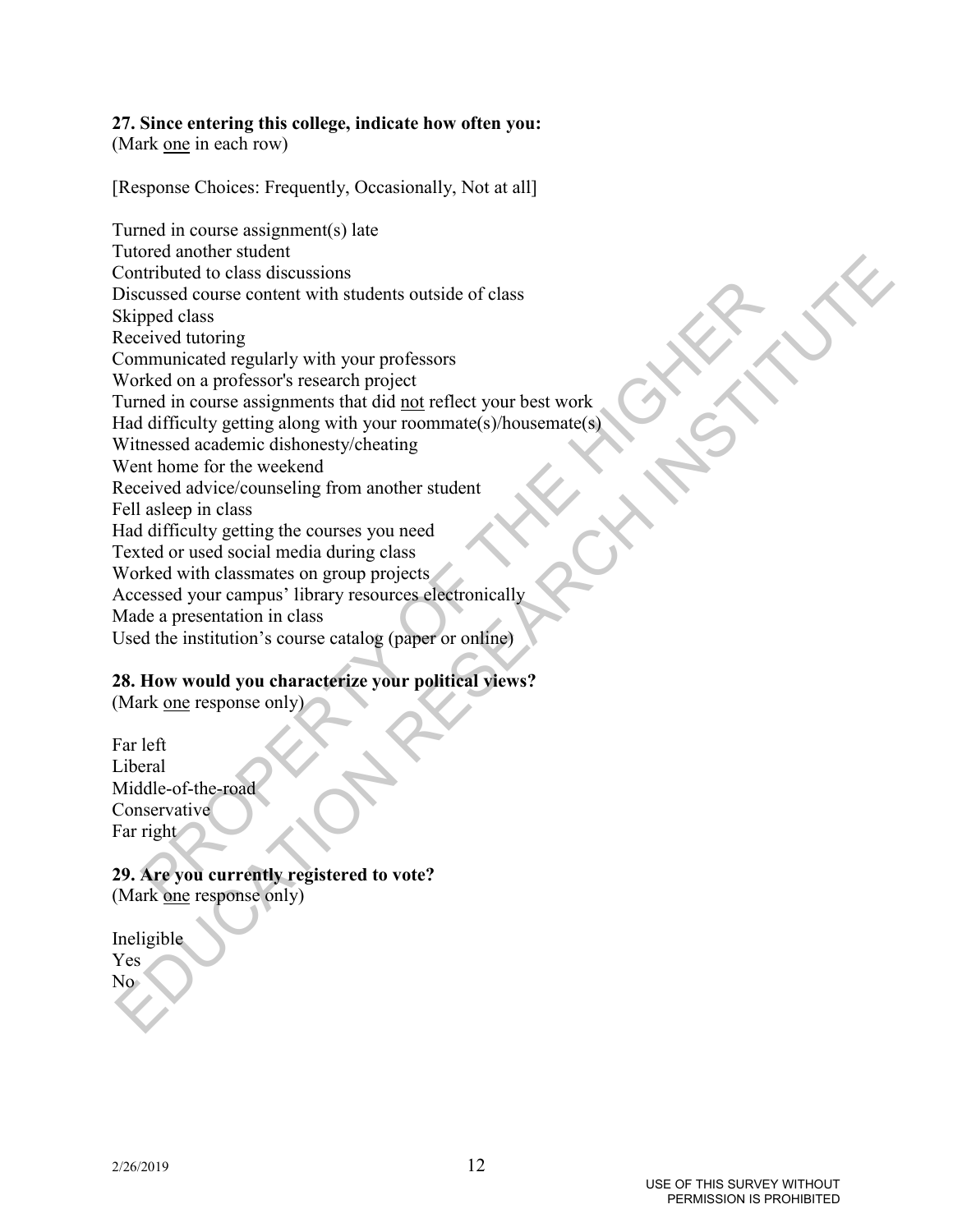**27. Since entering this college, indicate how often you:**
(Mark one in each row)

[Response Choices: Frequently, Occasionally, Not at all]

Turned in course assignment(s) late
Tutored another student
Contributed to class discussions
Discussed course content with students outside of class
Skipped class
Received tutoring
Communicated regularly with your professors
Worked on a professor's research project
Turned in course assignments that did not reflect your best work
Had difficulty getting along with your roommate(s)/housemate(s)
Witnessed academic dishonesty/cheating
Went home for the weekend
Received advice/counseling from another student
Fell asleep in class
Had difficulty getting the courses you need
Texted or used social media during class
Worked with classmates on group projects
Accessed your campus' library resources electronically
Made a presentation in class
Used the institution's course catalog (paper or online)

**28. How would you characterize your political views?**
(Mark one response only)

Far left
Liberal
Middle-of-the-road
Conservative
Far right

**29. Are you currently registered to vote?**
(Mark one response only)

Ineligible
Yes
No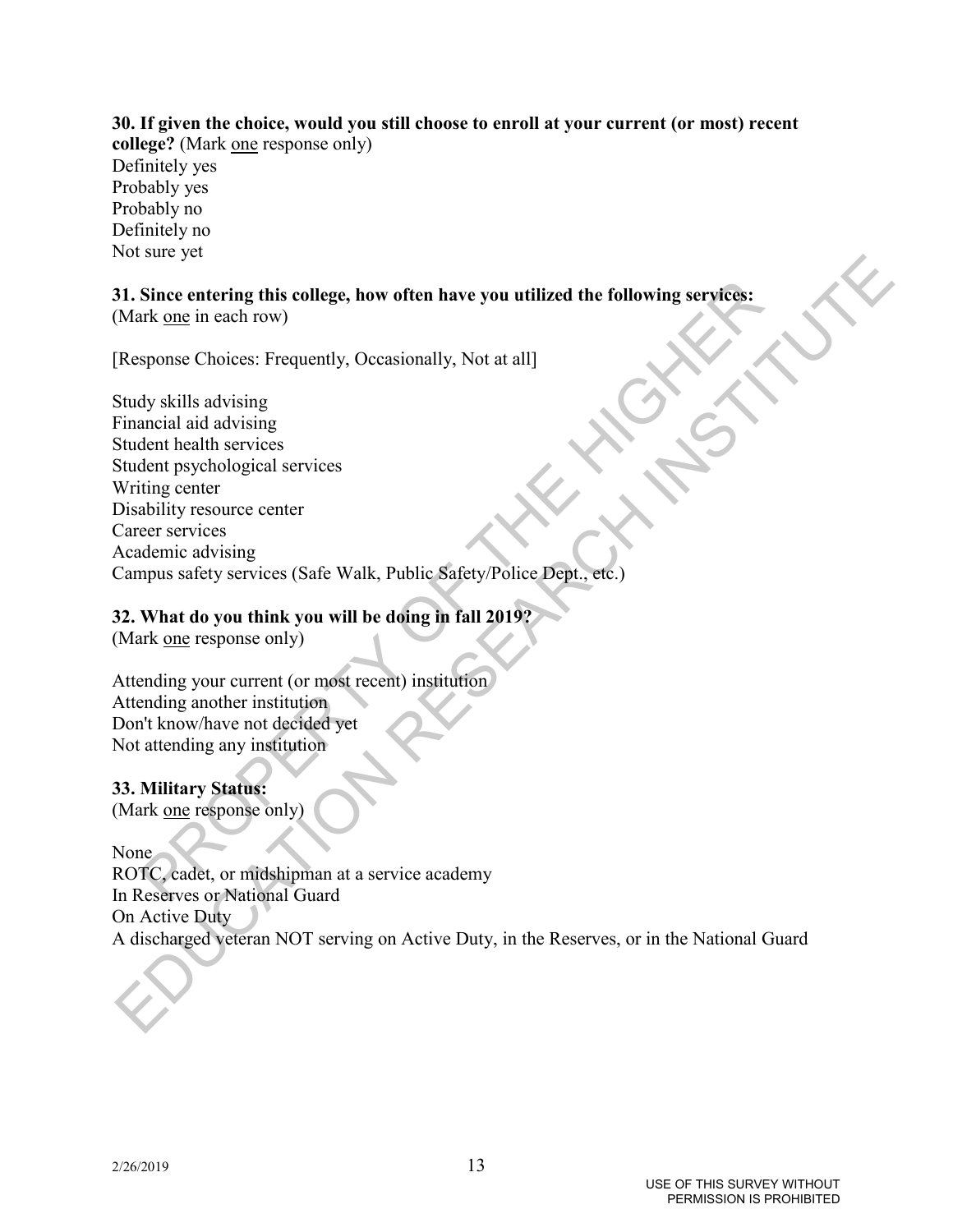**30. If given the choice, would you still choose to enroll at your current (or most) recent college?** (Mark <u>one</u> response only)
Definitely yes
Probably yes
Probably no
Definitely no
Not sure yet

**31. Since entering this college, how often have you utilized the following services:**
(Mark <u>one</u> in each row)

[Response Choices: Frequently, Occasionally, Not at all]

Study skills advising
Financial aid advising
Student health services
Student psychological services
Writing center
Disability resource center
Career services
Academic advising
Campus safety services (Safe Walk, Public Safety/Police Dept., etc.)

**32. What do you think you will be doing in fall 2019?**
(Mark <u>one</u> response only)

Attending your current (or most recent) institution
Attending another institution
Don't know/have not decided yet
Not attending any institution

**33. Military Status:**
(Mark <u>one</u> response only)

None
ROTC, cadet, or midshipman at a service academy
In Reserves or National Guard
On Active Duty
A discharged veteran NOT serving on Active Duty, in the Reserves, or in the National Guard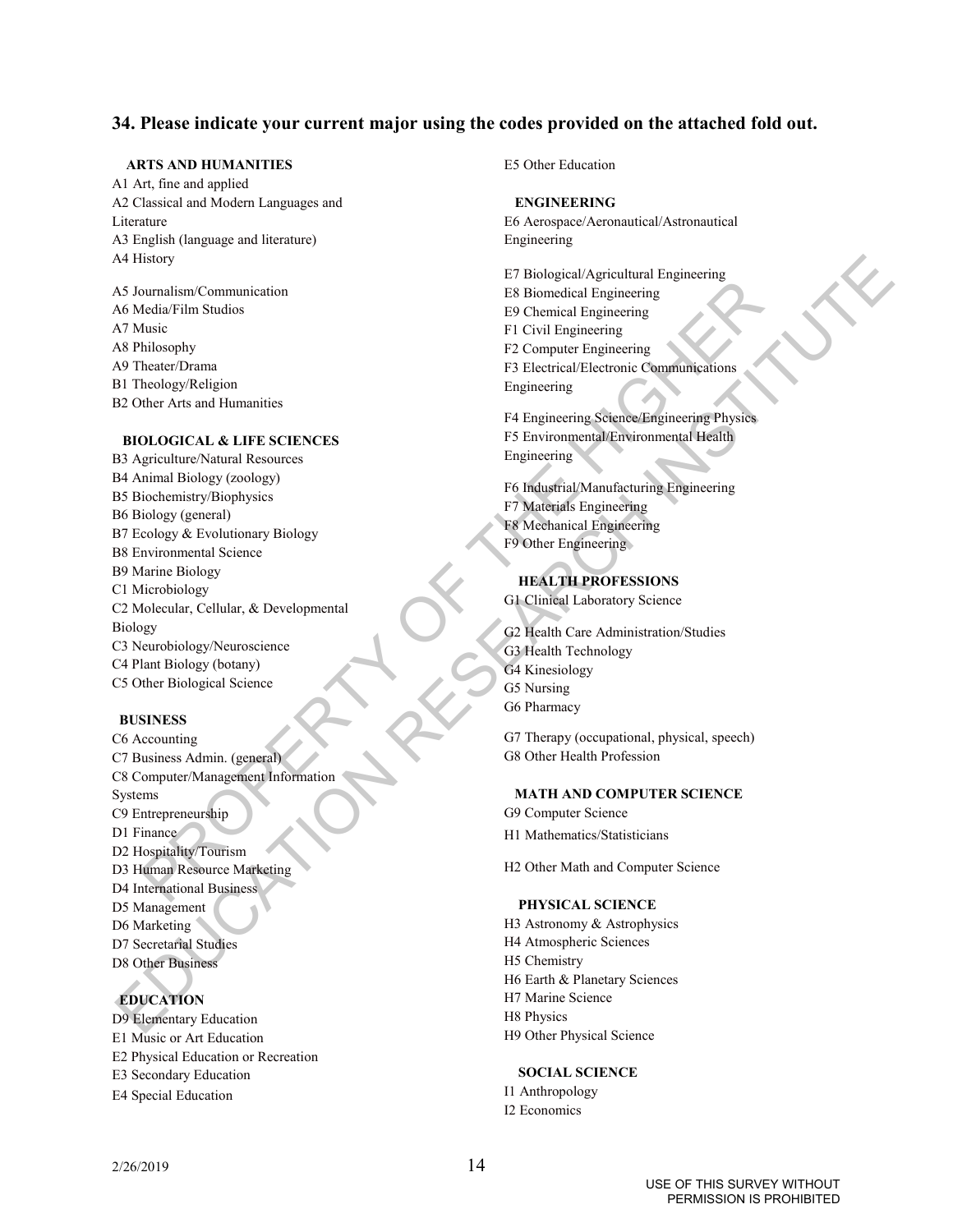## 34. Please indicate your current major using the codes provided on the attached fold out.

**ARTS AND HUMANITIES**

A1 Art, fine and applied
A2 Classical and Modern Languages and Literature
A3 English (language and literature)
A4 History
A5 Journalism/Communication
A6 Media/Film Studios
A7 Music
A8 Philosophy
A9 Theater/Drama
B1 Theology/Religion
B2 Other Arts and Humanities

**BIOLOGICAL & LIFE SCIENCES**

B3 Agriculture/Natural Resources
B4 Animal Biology (zoology)
B5 Biochemistry/Biophysics
B6 Biology (general)
B7 Ecology & Evolutionary Biology
B8 Environmental Science
B9 Marine Biology
C1 Microbiology
C2 Molecular, Cellular, & Developmental Biology
C3 Neurobiology/Neuroscience
C4 Plant Biology (botany)
C5 Other Biological Science

**BUSINESS**

C6 Accounting
C7 Business Admin. (general)
C8 Computer/Management Information Systems
C9 Entrepreneurship
D1 Finance
D2 Hospitality/Tourism
D3 Human Resource Marketing
D4 International Business
D5 Management
D6 Marketing
D7 Secretarial Studies
D8 Other Business

**EDUCATION**

D9 Elementary Education
E1 Music or Art Education
E2 Physical Education or Recreation
E3 Secondary Education
E4 Special Education
E5 Other Education

**ENGINEERING**

E6 Aerospace/Aeronautical/Astronautical Engineering
E7 Biological/Agricultural Engineering
E8 Biomedical Engineering
E9 Chemical Engineering
F1 Civil Engineering
F2 Computer Engineering
F3 Electrical/Electronic Communications Engineering
F4 Engineering Science/Engineering Physics
F5 Environmental/Environmental Health Engineering
F6 Industrial/Manufacturing Engineering
F7 Materials Engineering
F8 Mechanical Engineering
F9 Other Engineering

**HEALTH PROFESSIONS**

G1 Clinical Laboratory Science
G2 Health Care Administration/Studies
G3 Health Technology
G4 Kinesiology
G5 Nursing
G6 Pharmacy
G7 Therapy (occupational, physical, speech)
G8 Other Health Profession

**MATH AND COMPUTER SCIENCE**

G9 Computer Science
H1 Mathematics/Statisticians
H2 Other Math and Computer Science

**PHYSICAL SCIENCE**

H3 Astronomy & Astrophysics
H4 Atmospheric Sciences
H5 Chemistry
H6 Earth & Planetary Sciences
H7 Marine Science
H8 Physics
H9 Other Physical Science

**SOCIAL SCIENCE**

I1 Anthropology
I2 Economics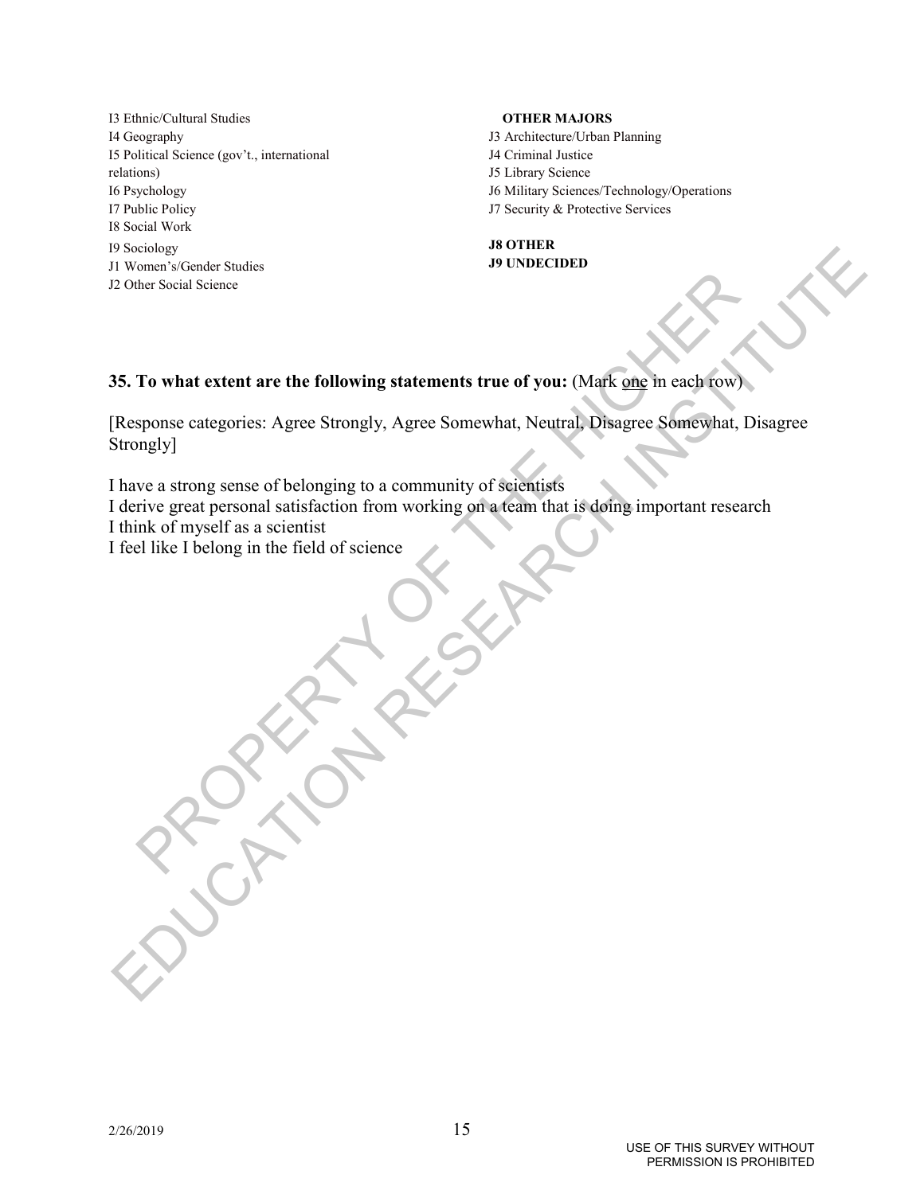I3 Ethnic/Cultural Studies
I4 Geography
I5 Political Science (gov't., international relations)
I6 Psychology
I7 Public Policy
I8 Social Work
I9 Sociology
J1 Women's/Gender Studies
J2 Other Social Science

**OTHER MAJORS**
J3 Architecture/Urban Planning
J4 Criminal Justice
J5 Library Science
J6 Military Sciences/Technology/Operations
J7 Security & Protective Services

**J8 OTHER**
**J9 UNDECIDED**

**35. To what extent are the following statements true of you:** (Mark one in each row)

[Response categories: Agree Strongly, Agree Somewhat, Neutral, Disagree Somewhat, Disagree Strongly]

I have a strong sense of belonging to a community of scientists
I derive great personal satisfaction from working on a team that is doing important research
I think of myself as a scientist
I feel like I belong in the field of science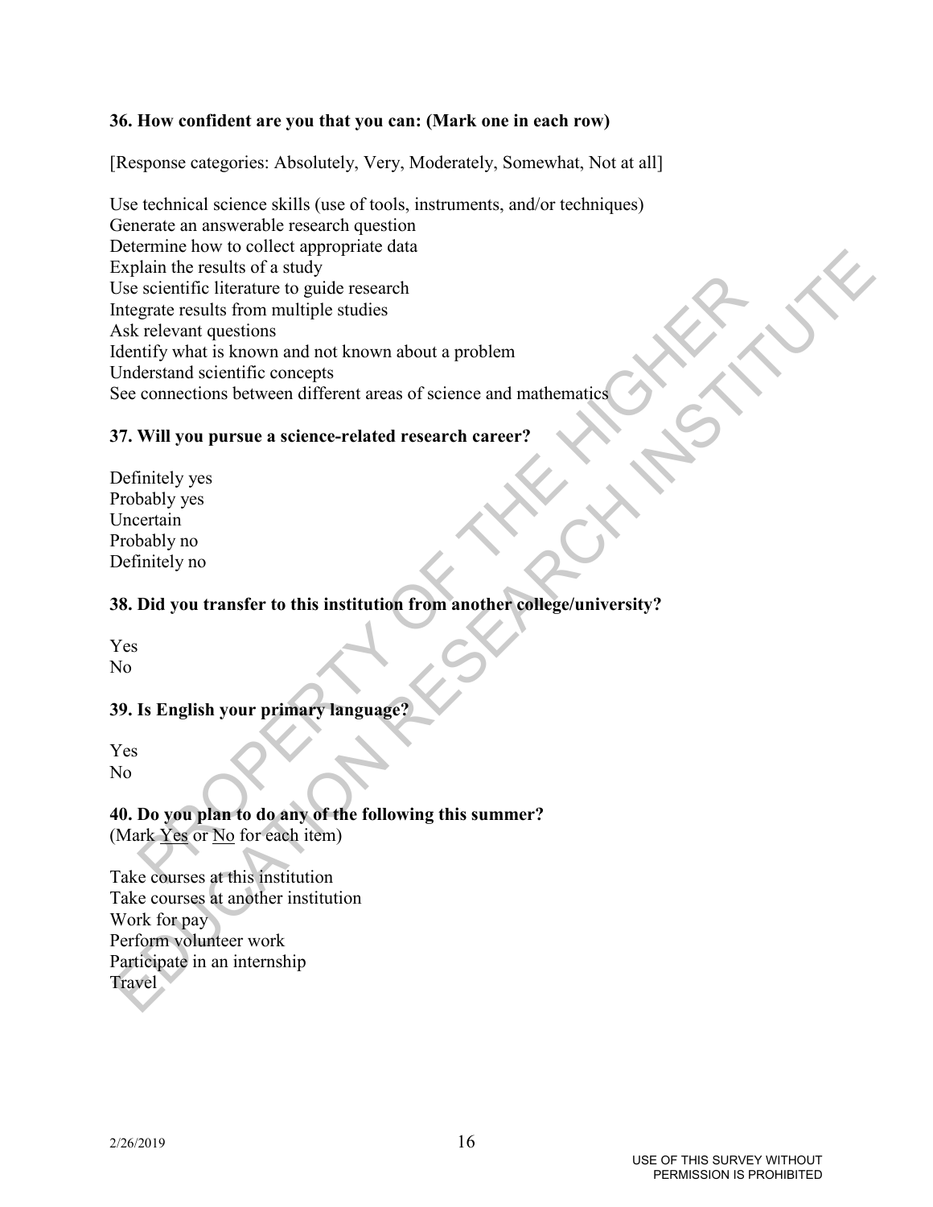**36. How confident are you that you can: (Mark one in each row)**

[Response categories: Absolutely, Very, Moderately, Somewhat, Not at all]

Use technical science skills (use of tools, instruments, and/or techniques)
Generate an answerable research question
Determine how to collect appropriate data
Explain the results of a study
Use scientific literature to guide research
Integrate results from multiple studies
Ask relevant questions
Identify what is known and not known about a problem
Understand scientific concepts
See connections between different areas of science and mathematics

**37. Will you pursue a science-related research career?**

Definitely yes
Probably yes
Uncertain
Probably no
Definitely no

**38. Did you transfer to this institution from another college/university?**

Yes
No

**39. Is English your primary language?**

Yes
No

**40. Do you plan to do any of the following this summer?**
(Mark Yes or No for each item)

Take courses at this institution
Take courses at another institution
Work for pay
Perform volunteer work
Participate in an internship
Travel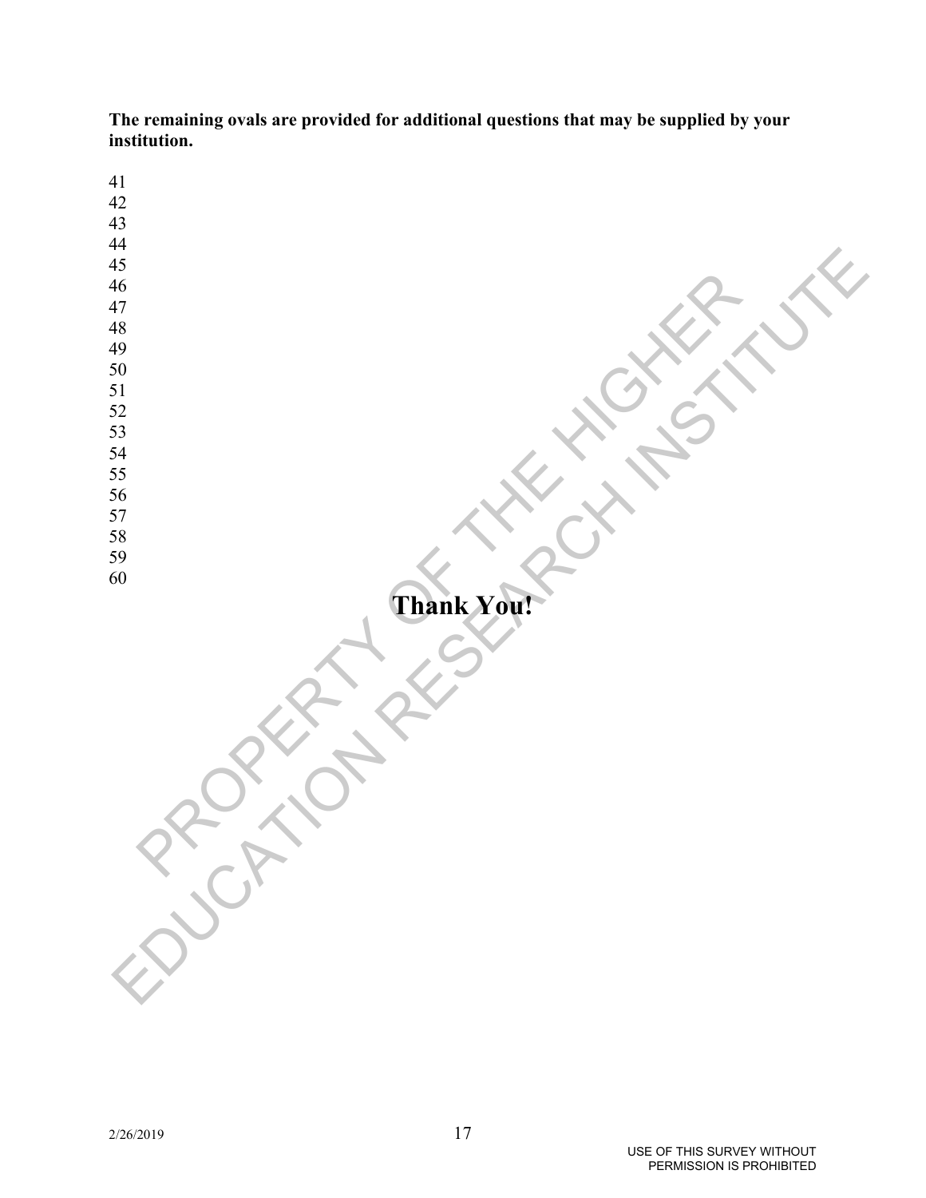**The remaining ovals are provided for additional questions that may be supplied by your institution.**

41
42
43
44
45
46
47
48
49
50
51
52
53
54
55
56
57
58
59
60

# Thank You!

2/26/2019

USE OF THIS SURVEY WITHOUT PERMISSION IS PROHIBITED